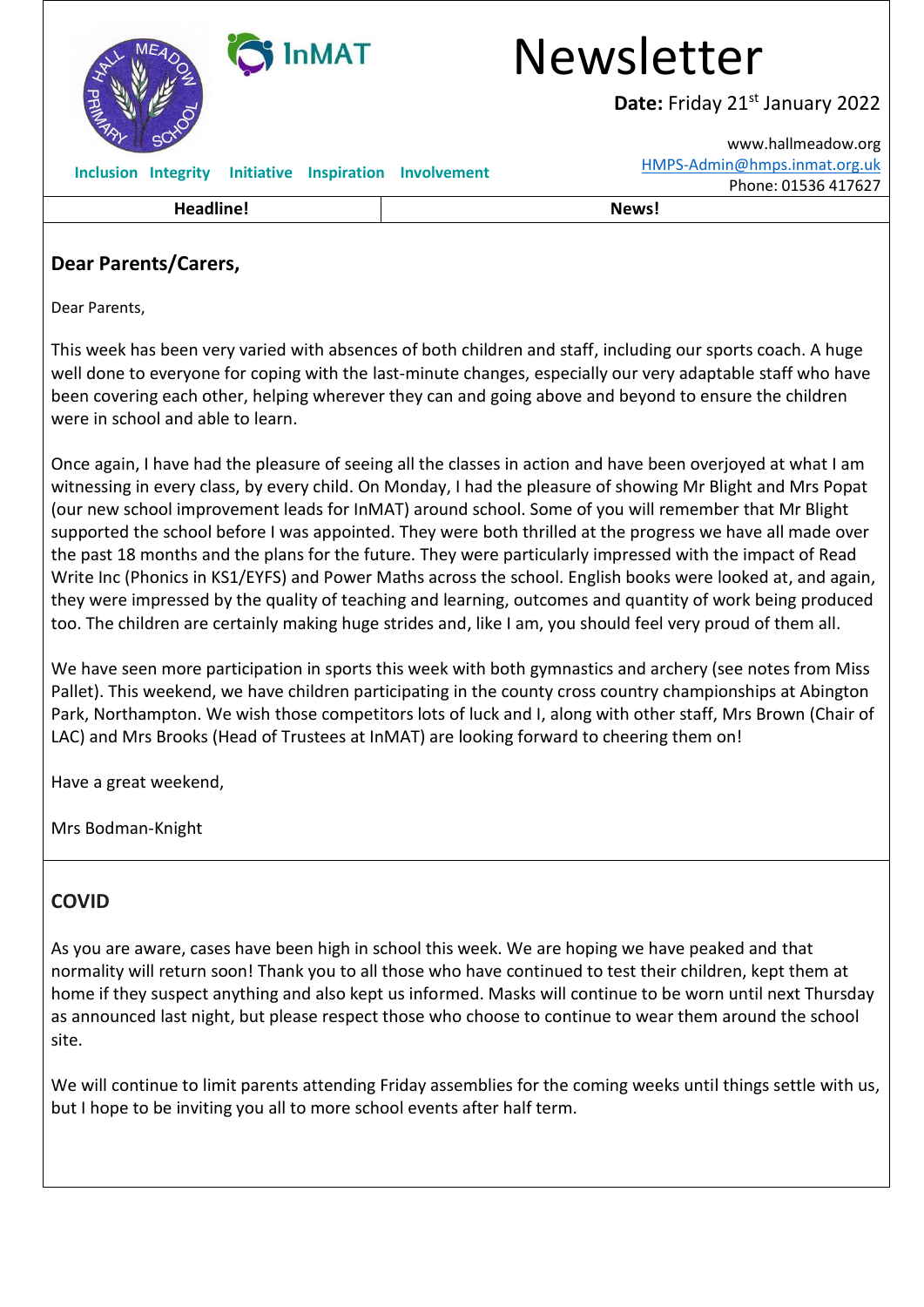# Newsletter

**Date:** Friday 21st January 2022

Inclusion Integrity Initiative Inspiration Involvement

www.hallmeadow.org
HMPS-Admin@hmps.inmat.org.uk
Phone: 01536 417627

| Headline! | News! |
|---|---|

## Dear Parents/Carers,

Dear Parents,

This week has been very varied with absences of both children and staff, including our sports coach. A huge well done to everyone for coping with the last-minute changes, especially our very adaptable staff who have been covering each other, helping wherever they can and going above and beyond to ensure the children were in school and able to learn.

Once again, I have had the pleasure of seeing all the classes in action and have been overjoyed at what I am witnessing in every class, by every child. On Monday, I had the pleasure of showing Mr Blight and Mrs Popat (our new school improvement leads for InMAT) around school. Some of you will remember that Mr Blight supported the school before I was appointed. They were both thrilled at the progress we have all made over the past 18 months and the plans for the future. They were particularly impressed with the impact of Read Write Inc (Phonics in KS1/EYFS) and Power Maths across the school. English books were looked at, and again, they were impressed by the quality of teaching and learning, outcomes and quantity of work being produced too. The children are certainly making huge strides and, like I am, you should feel very proud of them all.

We have seen more participation in sports this week with both gymnastics and archery (see notes from Miss Pallet). This weekend, we have children participating in the county cross country championships at Abington Park, Northampton. We wish those competitors lots of luck and I, along with other staff, Mrs Brown (Chair of LAC) and Mrs Brooks (Head of Trustees at InMAT) are looking forward to cheering them on!

Have a great weekend,

Mrs Bodman-Knight

## COVID

As you are aware, cases have been high in school this week. We are hoping we have peaked and that normality will return soon! Thank you to all those who have continued to test their children, kept them at home if they suspect anything and also kept us informed. Masks will continue to be worn until next Thursday as announced last night, but please respect those who choose to continue to wear them around the school site.

We will continue to limit parents attending Friday assemblies for the coming weeks until things settle with us, but I hope to be inviting you all to more school events after half term.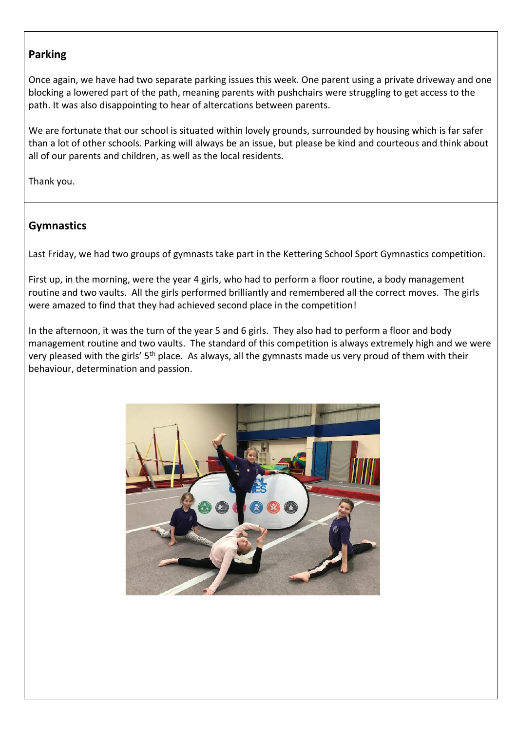## Parking

Once again, we have had two separate parking issues this week. One parent using a private driveway and one blocking a lowered part of the path, meaning parents with pushchairs were struggling to get access to the path. It was also disappointing to hear of altercations between parents.

We are fortunate that our school is situated within lovely grounds, surrounded by housing which is far safer than a lot of other schools. Parking will always be an issue, but please be kind and courteous and think about all of our parents and children, as well as the local residents.

Thank you.

## Gymnastics

Last Friday, we had two groups of gymnasts take part in the Kettering School Sport Gymnastics competition.

First up, in the morning, were the year 4 girls, who had to perform a floor routine, a body management routine and two vaults. All the girls performed brilliantly and remembered all the correct moves. The girls were amazed to find that they had achieved second place in the competition!

In the afternoon, it was the turn of the year 5 and 6 girls. They also had to perform a floor and body management routine and two vaults. The standard of this competition is always extremely high and we were very pleased with the girls' 5th place. As always, all the gymnasts made us very proud of them with their behaviour, determination and passion.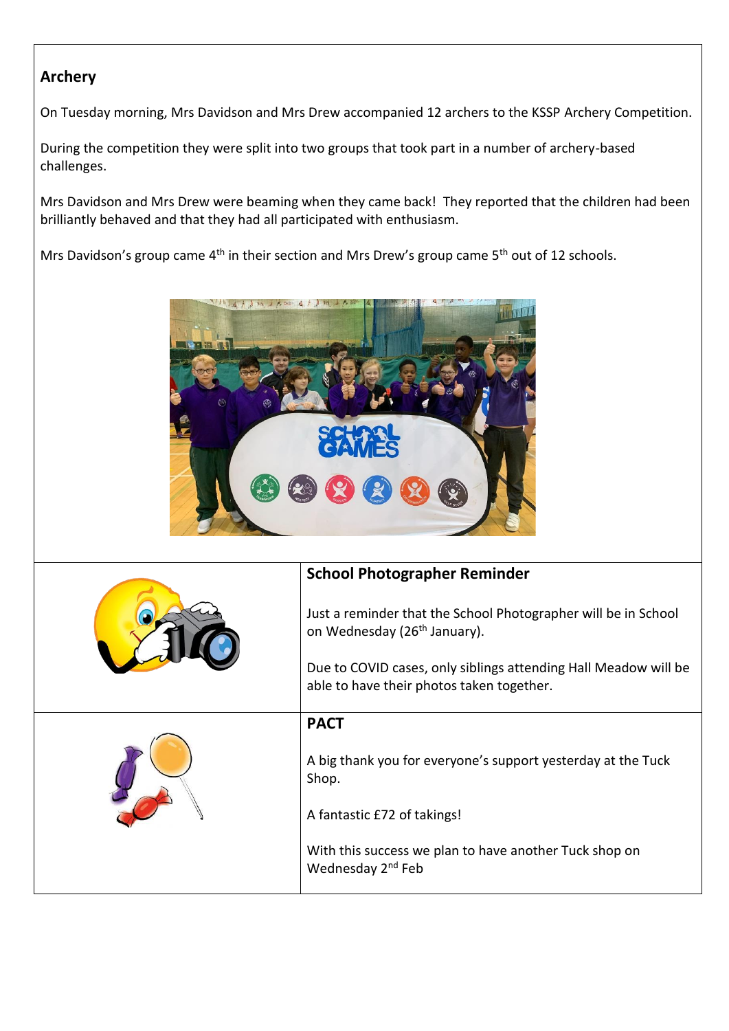## Archery

On Tuesday morning, Mrs Davidson and Mrs Drew accompanied 12 archers to the KSSP Archery Competition.

During the competition they were split into two groups that took part in a number of archery-based challenges.

Mrs Davidson and Mrs Drew were beaming when they came back! They reported that the children had been brilliantly behaved and that they had all participated with enthusiasm.

Mrs Davidson's group came 4th in their section and Mrs Drew's group came 5th out of 12 schools.

## School Photographer Reminder

Just a reminder that the School Photographer will be in School on Wednesday (26th January).

Due to COVID cases, only siblings attending Hall Meadow will be able to have their photos taken together.

## PACT

A big thank you for everyone's support yesterday at the Tuck Shop.

A fantastic £72 of takings!

With this success we plan to have another Tuck shop on Wednesday 2nd Feb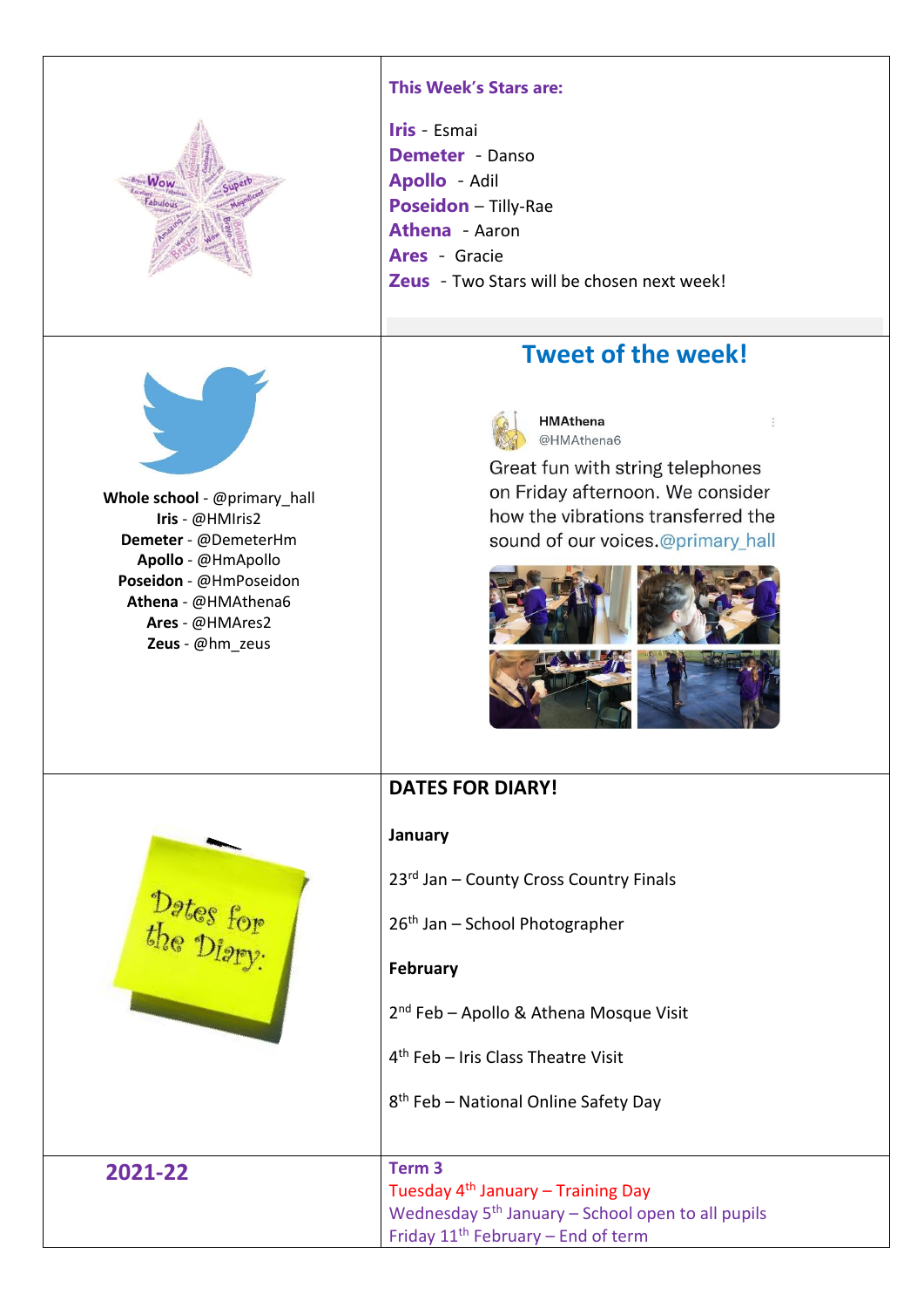**This Week's Stars are:**

**Iris** - Esmai
**Demeter** - Danso
**Apollo** - Adil
**Poseidon** – Tilly-Rae
**Athena** - Aaron
**Ares** - Gracie
**Zeus** - Two Stars will be chosen next week!

**Whole school** - @primary_hall
**Iris** - @HMIris2
**Demeter** - @DemeterHm
**Apollo** - @HmApollo
**Poseidon** - @HmPoseidon
**Athena** - @HMAthena6
**Ares** - @HMAres2
**Zeus** - @hm_zeus

## Tweet of the week!

HMAthena
@HMAthena6

Great fun with string telephones on Friday afternoon. We consider how the vibrations transferred the sound of our voices.@primary_hall

## DATES FOR DIARY!

**January**

23rd Jan – County Cross Country Finals

26th Jan – School Photographer

**February**

2nd Feb – Apollo & Athena Mosque Visit

4th Feb – Iris Class Theatre Visit

8th Feb – National Online Safety Day

**2021-22**

**Term 3**
Tuesday 4th January – Training Day
Wednesday 5th January – School open to all pupils
Friday 11th February – End of term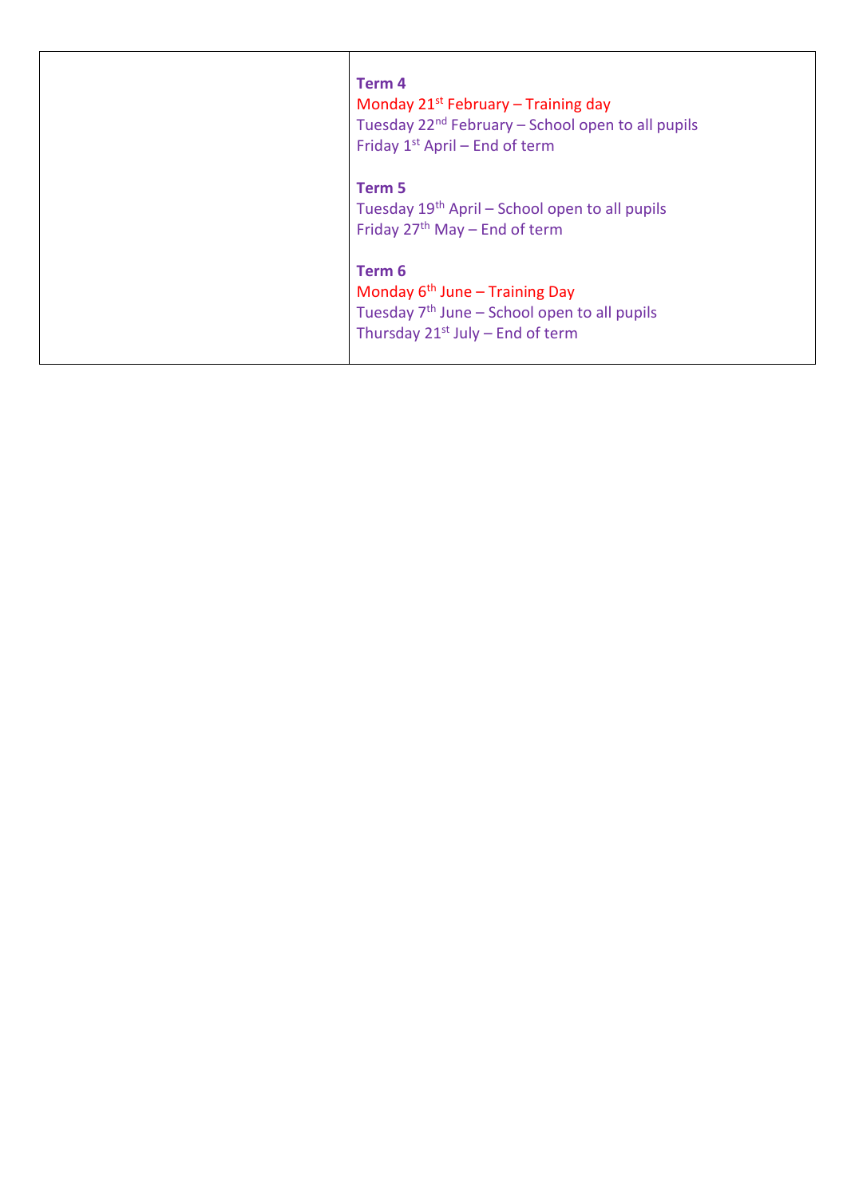| | |
|---|---|
| | **Term 4**<br>Monday 21st February – Training day<br>Tuesday 22nd February – School open to all pupils<br>Friday 1st April – End of term<br><br>**Term 5**<br>Tuesday 19th April – School open to all pupils<br>Friday 27th May – End of term<br><br>**Term 6**<br>Monday 6th June – Training Day<br>Tuesday 7th June – School open to all pupils<br>Thursday 21st July – End of term |